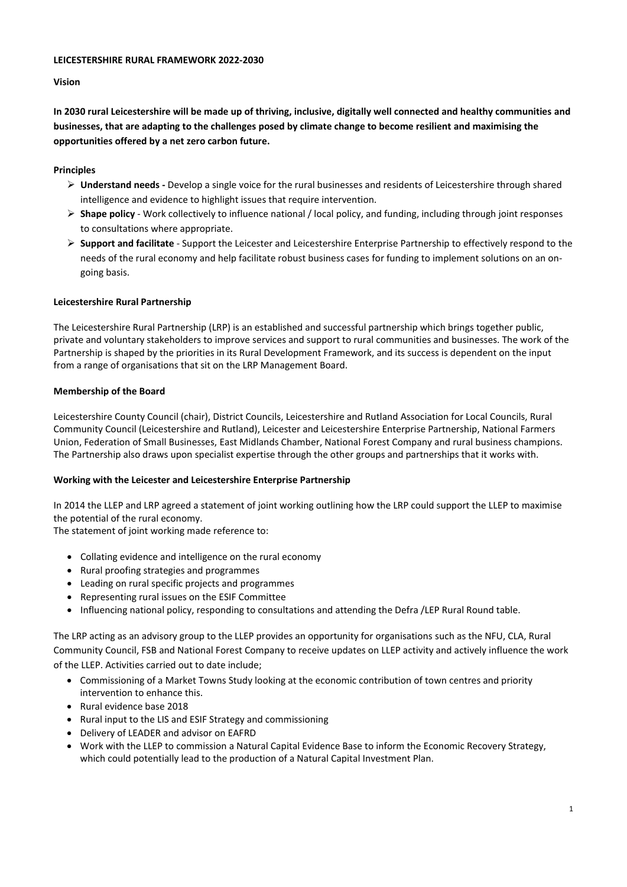# LEICESTERSHIRE RURAL FRAMEWORK 2022-2030

## Vision

**In 2030 rural Leicestershire will be made up of thriving, inclusive, digitally well connected and healthy communities and businesses, that are adapting to the challenges posed by climate change to become resilient and maximising the opportunities offered by a net zero carbon future.**

## Principles

- **Understand needs -** Develop a single voice for the rural businesses and residents of Leicestershire through shared intelligence and evidence to highlight issues that require intervention.
- **Shape policy** - Work collectively to influence national / local policy, and funding, including through joint responses to consultations where appropriate.
- **Support and facilitate** - Support the Leicester and Leicestershire Enterprise Partnership to effectively respond to the needs of the rural economy and help facilitate robust business cases for funding to implement solutions on an on-going basis.

## Leicestershire Rural Partnership

The Leicestershire Rural Partnership (LRP) is an established and successful partnership which brings together public, private and voluntary stakeholders to improve services and support to rural communities and businesses. The work of the Partnership is shaped by the priorities in its Rural Development Framework, and its success is dependent on the input from a range of organisations that sit on the LRP Management Board.

## Membership of the Board

Leicestershire County Council (chair), District Councils, Leicestershire and Rutland Association for Local Councils, Rural Community Council (Leicestershire and Rutland), Leicester and Leicestershire Enterprise Partnership, National Farmers Union, Federation of Small Businesses, East Midlands Chamber, National Forest Company and rural business champions. The Partnership also draws upon specialist expertise through the other groups and partnerships that it works with.

## Working with the Leicester and Leicestershire Enterprise Partnership

In 2014 the LLEP and LRP agreed a statement of joint working outlining how the LRP could support the LLEP to maximise the potential of the rural economy.
The statement of joint working made reference to:

- Collating evidence and intelligence on the rural economy
- Rural proofing strategies and programmes
- Leading on rural specific projects and programmes
- Representing rural issues on the ESIF Committee
- Influencing national policy, responding to consultations and attending the Defra /LEP Rural Round table.

The LRP acting as an advisory group to the LLEP provides an opportunity for organisations such as the NFU, CLA, Rural Community Council, FSB and National Forest Company to receive updates on LLEP activity and actively influence the work of the LLEP. Activities carried out to date include;

- Commissioning of a Market Towns Study looking at the economic contribution of town centres and priority intervention to enhance this.
- Rural evidence base 2018
- Rural input to the LIS and ESIF Strategy and commissioning
- Delivery of LEADER and advisor on EAFRD
- Work with the LLEP to commission a Natural Capital Evidence Base to inform the Economic Recovery Strategy, which could potentially lead to the production of a Natural Capital Investment Plan.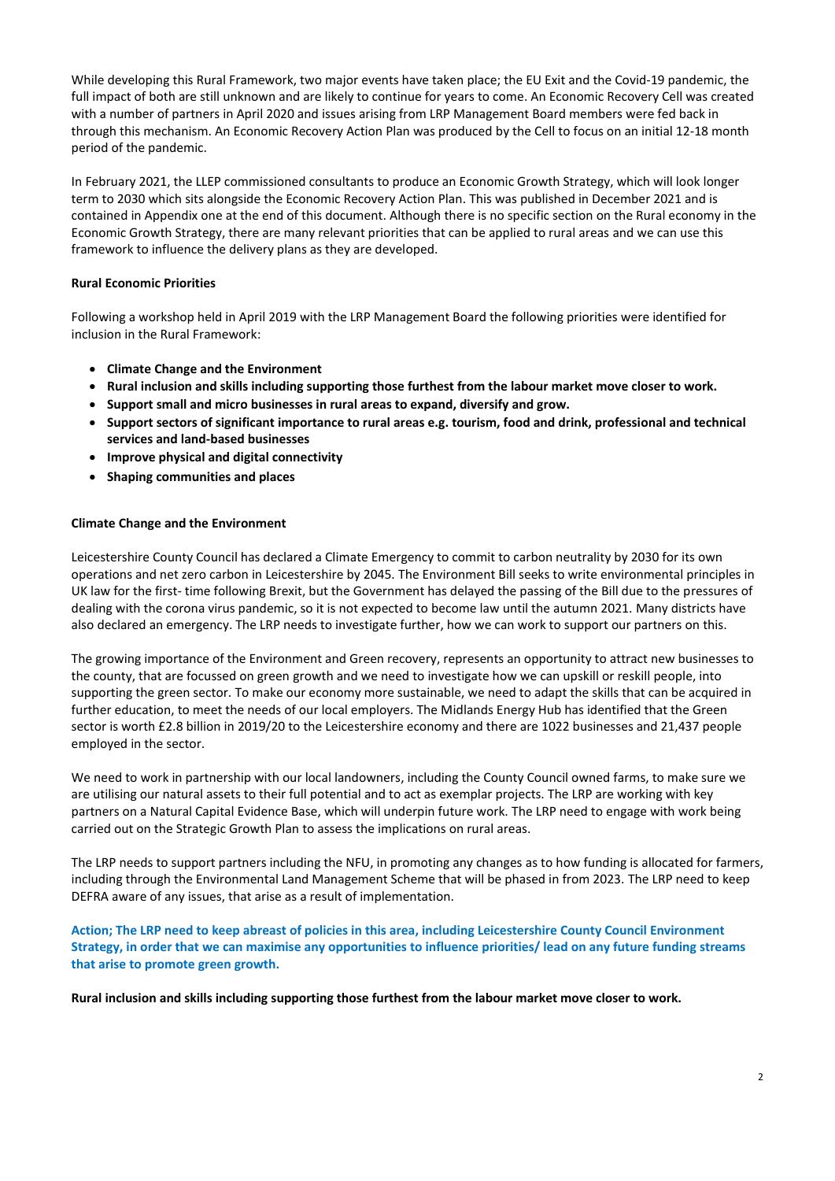While developing this Rural Framework, two major events have taken place; the EU Exit and the Covid-19 pandemic, the full impact of both are still unknown and are likely to continue for years to come. An Economic Recovery Cell was created with a number of partners in April 2020 and issues arising from LRP Management Board members were fed back in through this mechanism. An Economic Recovery Action Plan was produced by the Cell to focus on an initial 12-18 month period of the pandemic.

In February 2021, the LLEP commissioned consultants to produce an Economic Growth Strategy, which will look longer term to 2030 which sits alongside the Economic Recovery Action Plan. This was published in December 2021 and is contained in Appendix one at the end of this document. Although there is no specific section on the Rural economy in the Economic Growth Strategy, there are many relevant priorities that can be applied to rural areas and we can use this framework to influence the delivery plans as they are developed.

**Rural Economic Priorities**

Following a workshop held in April 2019 with the LRP Management Board the following priorities were identified for inclusion in the Rural Framework:

- **Climate Change and the Environment**
- **Rural inclusion and skills including supporting those furthest from the labour market move closer to work.**
- **Support small and micro businesses in rural areas to expand, diversify and grow.**
- **Support sectors of significant importance to rural areas e.g. tourism, food and drink, professional and technical services and land-based businesses**
- **Improve physical and digital connectivity**
- **Shaping communities and places**

**Climate Change and the Environment**

Leicestershire County Council has declared a Climate Emergency to commit to carbon neutrality by 2030 for its own operations and net zero carbon in Leicestershire by 2045. The Environment Bill seeks to write environmental principles in UK law for the first- time following Brexit, but the Government has delayed the passing of the Bill due to the pressures of dealing with the corona virus pandemic, so it is not expected to become law until the autumn 2021. Many districts have also declared an emergency. The LRP needs to investigate further, how we can work to support our partners on this.

The growing importance of the Environment and Green recovery, represents an opportunity to attract new businesses to the county, that are focussed on green growth and we need to investigate how we can upskill or reskill people, into supporting the green sector. To make our economy more sustainable, we need to adapt the skills that can be acquired in further education, to meet the needs of our local employers. The Midlands Energy Hub has identified that the Green sector is worth £2.8 billion in 2019/20 to the Leicestershire economy and there are 1022 businesses and 21,437 people employed in the sector.

We need to work in partnership with our local landowners, including the County Council owned farms, to make sure we are utilising our natural assets to their full potential and to act as exemplar projects. The LRP are working with key partners on a Natural Capital Evidence Base, which will underpin future work. The LRP need to engage with work being carried out on the Strategic Growth Plan to assess the implications on rural areas.

The LRP needs to support partners including the NFU, in promoting any changes as to how funding is allocated for farmers, including through the Environmental Land Management Scheme that will be phased in from 2023. The LRP need to keep DEFRA aware of any issues, that arise as a result of implementation.

**Action; The LRP need to keep abreast of policies in this area, including Leicestershire County Council Environment Strategy, in order that we can maximise any opportunities to influence priorities/ lead on any future funding streams that arise to promote green growth.**

**Rural inclusion and skills including supporting those furthest from the labour market move closer to work.**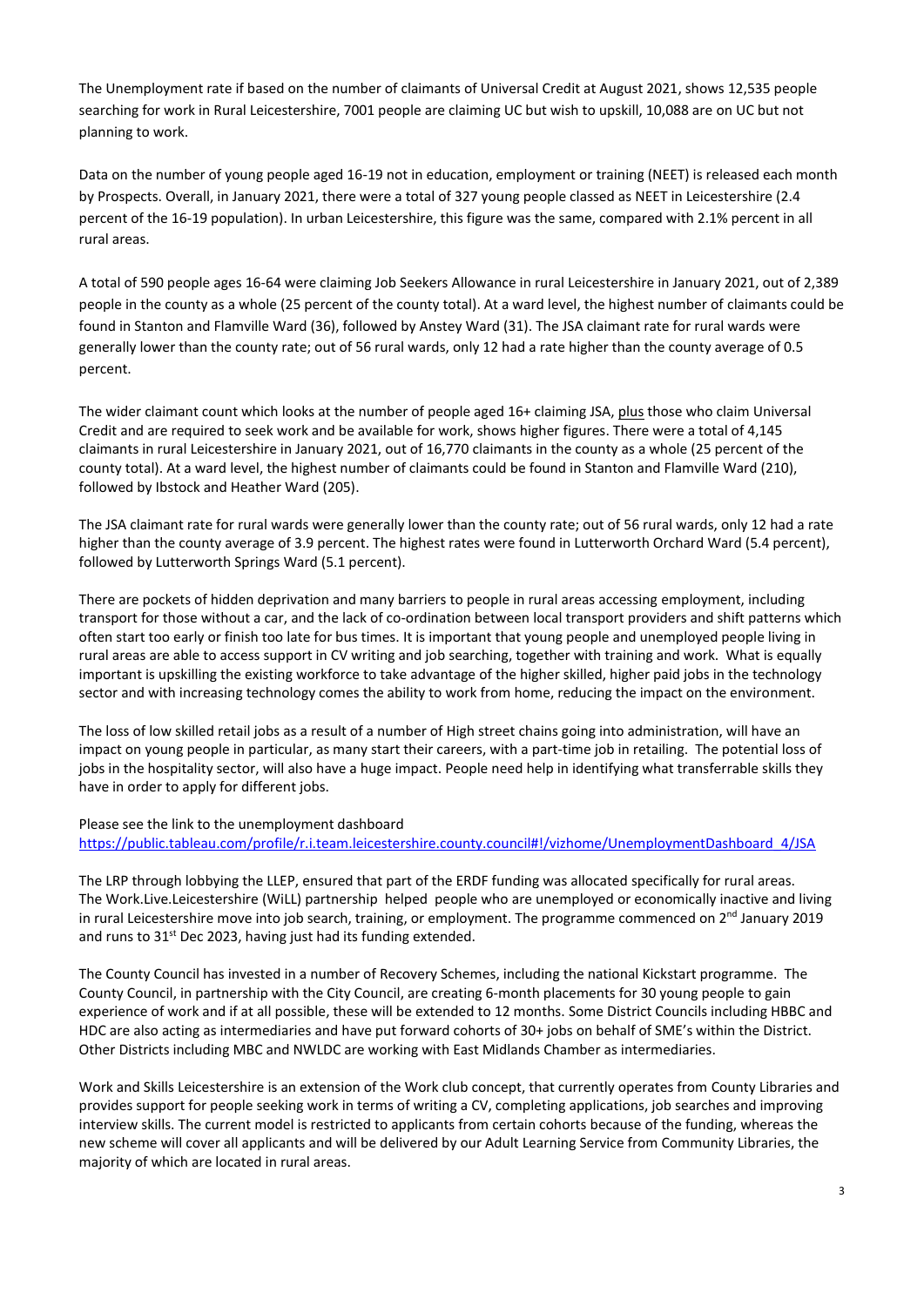The Unemployment rate if based on the number of claimants of Universal Credit at August 2021, shows 12,535 people searching for work in Rural Leicestershire, 7001 people are claiming UC but wish to upskill, 10,088 are on UC but not planning to work.

Data on the number of young people aged 16-19 not in education, employment or training (NEET) is released each month by Prospects. Overall, in January 2021, there were a total of 327 young people classed as NEET in Leicestershire (2.4 percent of the 16-19 population). In urban Leicestershire, this figure was the same, compared with 2.1% percent in all rural areas.

A total of 590 people ages 16-64 were claiming Job Seekers Allowance in rural Leicestershire in January 2021, out of 2,389 people in the county as a whole (25 percent of the county total). At a ward level, the highest number of claimants could be found in Stanton and Flamville Ward (36), followed by Anstey Ward (31). The JSA claimant rate for rural wards were generally lower than the county rate; out of 56 rural wards, only 12 had a rate higher than the county average of 0.5 percent.

The wider claimant count which looks at the number of people aged 16+ claiming JSA, plus those who claim Universal Credit and are required to seek work and be available for work, shows higher figures. There were a total of 4,145 claimants in rural Leicestershire in January 2021, out of 16,770 claimants in the county as a whole (25 percent of the county total). At a ward level, the highest number of claimants could be found in Stanton and Flamville Ward (210), followed by Ibstock and Heather Ward (205).

The JSA claimant rate for rural wards were generally lower than the county rate; out of 56 rural wards, only 12 had a rate higher than the county average of 3.9 percent. The highest rates were found in Lutterworth Orchard Ward (5.4 percent), followed by Lutterworth Springs Ward (5.1 percent).

There are pockets of hidden deprivation and many barriers to people in rural areas accessing employment, including transport for those without a car, and the lack of co-ordination between local transport providers and shift patterns which often start too early or finish too late for bus times. It is important that young people and unemployed people living in rural areas are able to access support in CV writing and job searching, together with training and work. What is equally important is upskilling the existing workforce to take advantage of the higher skilled, higher paid jobs in the technology sector and with increasing technology comes the ability to work from home, reducing the impact on the environment.

The loss of low skilled retail jobs as a result of a number of High street chains going into administration, will have an impact on young people in particular, as many start their careers, with a part-time job in retailing. The potential loss of jobs in the hospitality sector, will also have a huge impact. People need help in identifying what transferrable skills they have in order to apply for different jobs.

Please see the link to the unemployment dashboard
https://public.tableau.com/profile/r.i.team.leicestershire.county.council#!/vizhome/UnemploymentDashboard_4/JSA

The LRP through lobbying the LLEP, ensured that part of the ERDF funding was allocated specifically for rural areas. The Work.Live.Leicestershire (WiLL) partnership helped people who are unemployed or economically inactive and living in rural Leicestershire move into job search, training, or employment. The programme commenced on 2nd January 2019 and runs to 31st Dec 2023, having just had its funding extended.

The County Council has invested in a number of Recovery Schemes, including the national Kickstart programme. The County Council, in partnership with the City Council, are creating 6-month placements for 30 young people to gain experience of work and if at all possible, these will be extended to 12 months. Some District Councils including HBBC and HDC are also acting as intermediaries and have put forward cohorts of 30+ jobs on behalf of SME's within the District. Other Districts including MBC and NWLDC are working with East Midlands Chamber as intermediaries.

Work and Skills Leicestershire is an extension of the Work club concept, that currently operates from County Libraries and provides support for people seeking work in terms of writing a CV, completing applications, job searches and improving interview skills. The current model is restricted to applicants from certain cohorts because of the funding, whereas the new scheme will cover all applicants and will be delivered by our Adult Learning Service from Community Libraries, the majority of which are located in rural areas.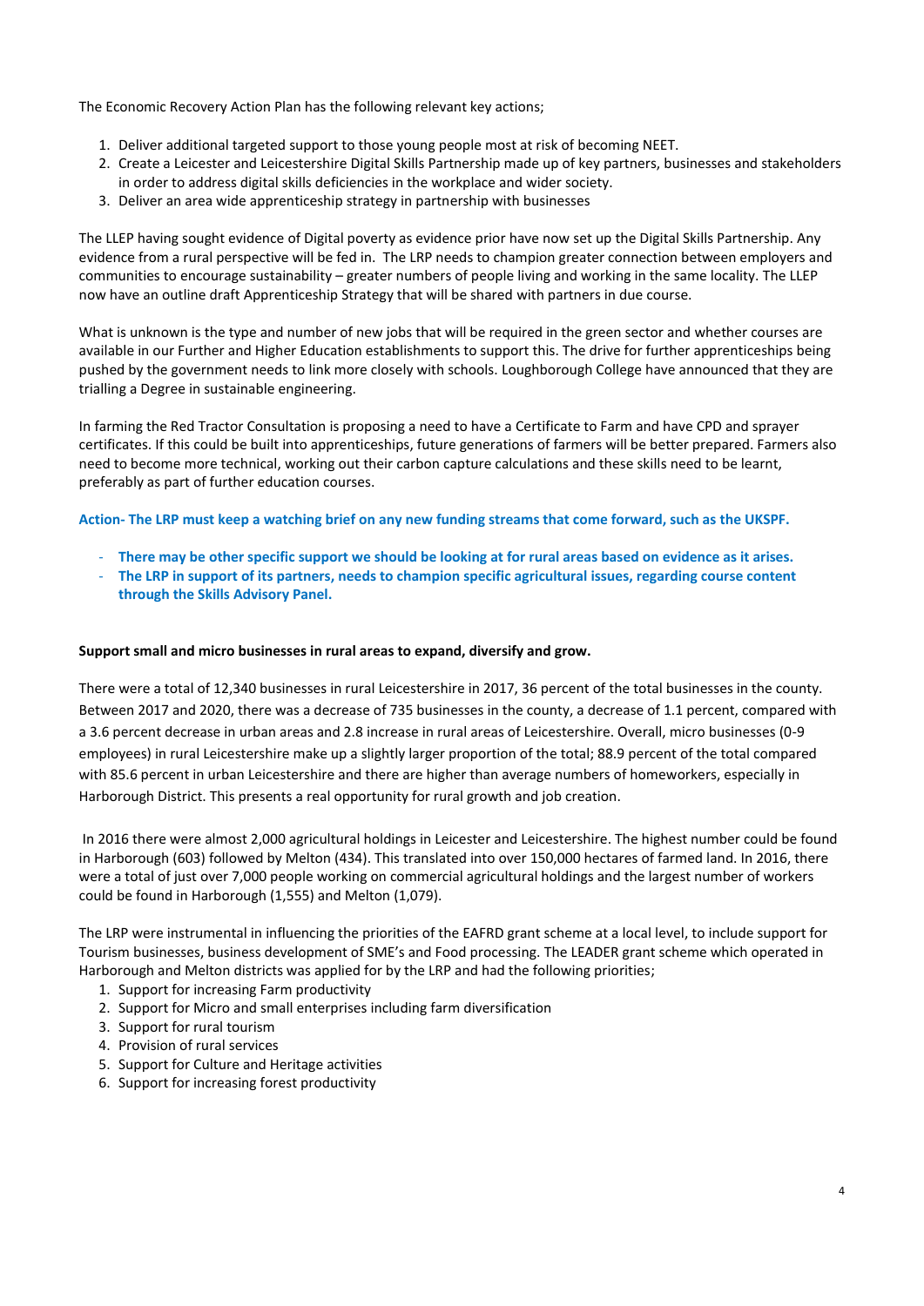The Economic Recovery Action Plan has the following relevant key actions;

1. Deliver additional targeted support to those young people most at risk of becoming NEET.
2. Create a Leicester and Leicestershire Digital Skills Partnership made up of key partners, businesses and stakeholders in order to address digital skills deficiencies in the workplace and wider society.
3. Deliver an area wide apprenticeship strategy in partnership with businesses

The LLEP having sought evidence of Digital poverty as evidence prior have now set up the Digital Skills Partnership. Any evidence from a rural perspective will be fed in. The LRP needs to champion greater connection between employers and communities to encourage sustainability – greater numbers of people living and working in the same locality. The LLEP now have an outline draft Apprenticeship Strategy that will be shared with partners in due course.

What is unknown is the type and number of new jobs that will be required in the green sector and whether courses are available in our Further and Higher Education establishments to support this. The drive for further apprenticeships being pushed by the government needs to link more closely with schools. Loughborough College have announced that they are trialling a Degree in sustainable engineering.

In farming the Red Tractor Consultation is proposing a need to have a Certificate to Farm and have CPD and sprayer certificates. If this could be built into apprenticeships, future generations of farmers will be better prepared. Farmers also need to become more technical, working out their carbon capture calculations and these skills need to be learnt, preferably as part of further education courses.

**Action- The LRP must keep a watching brief on any new funding streams that come forward, such as the UKSPF.**

- **There may be other specific support we should be looking at for rural areas based on evidence as it arises.**
- **The LRP in support of its partners, needs to champion specific agricultural issues, regarding course content through the Skills Advisory Panel.**

**Support small and micro businesses in rural areas to expand, diversify and grow.**

There were a total of 12,340 businesses in rural Leicestershire in 2017, 36 percent of the total businesses in the county. Between 2017 and 2020, there was a decrease of 735 businesses in the county, a decrease of 1.1 percent, compared with a 3.6 percent decrease in urban areas and 2.8 increase in rural areas of Leicestershire. Overall, micro businesses (0-9 employees) in rural Leicestershire make up a slightly larger proportion of the total; 88.9 percent of the total compared with 85.6 percent in urban Leicestershire and there are higher than average numbers of homeworkers, especially in Harborough District. This presents a real opportunity for rural growth and job creation.

In 2016 there were almost 2,000 agricultural holdings in Leicester and Leicestershire. The highest number could be found in Harborough (603) followed by Melton (434). This translated into over 150,000 hectares of farmed land. In 2016, there were a total of just over 7,000 people working on commercial agricultural holdings and the largest number of workers could be found in Harborough (1,555) and Melton (1,079).

The LRP were instrumental in influencing the priorities of the EAFRD grant scheme at a local level, to include support for Tourism businesses, business development of SME's and Food processing. The LEADER grant scheme which operated in Harborough and Melton districts was applied for by the LRP and had the following priorities;

1. Support for increasing Farm productivity
2. Support for Micro and small enterprises including farm diversification
3. Support for rural tourism
4. Provision of rural services
5. Support for Culture and Heritage activities
6. Support for increasing forest productivity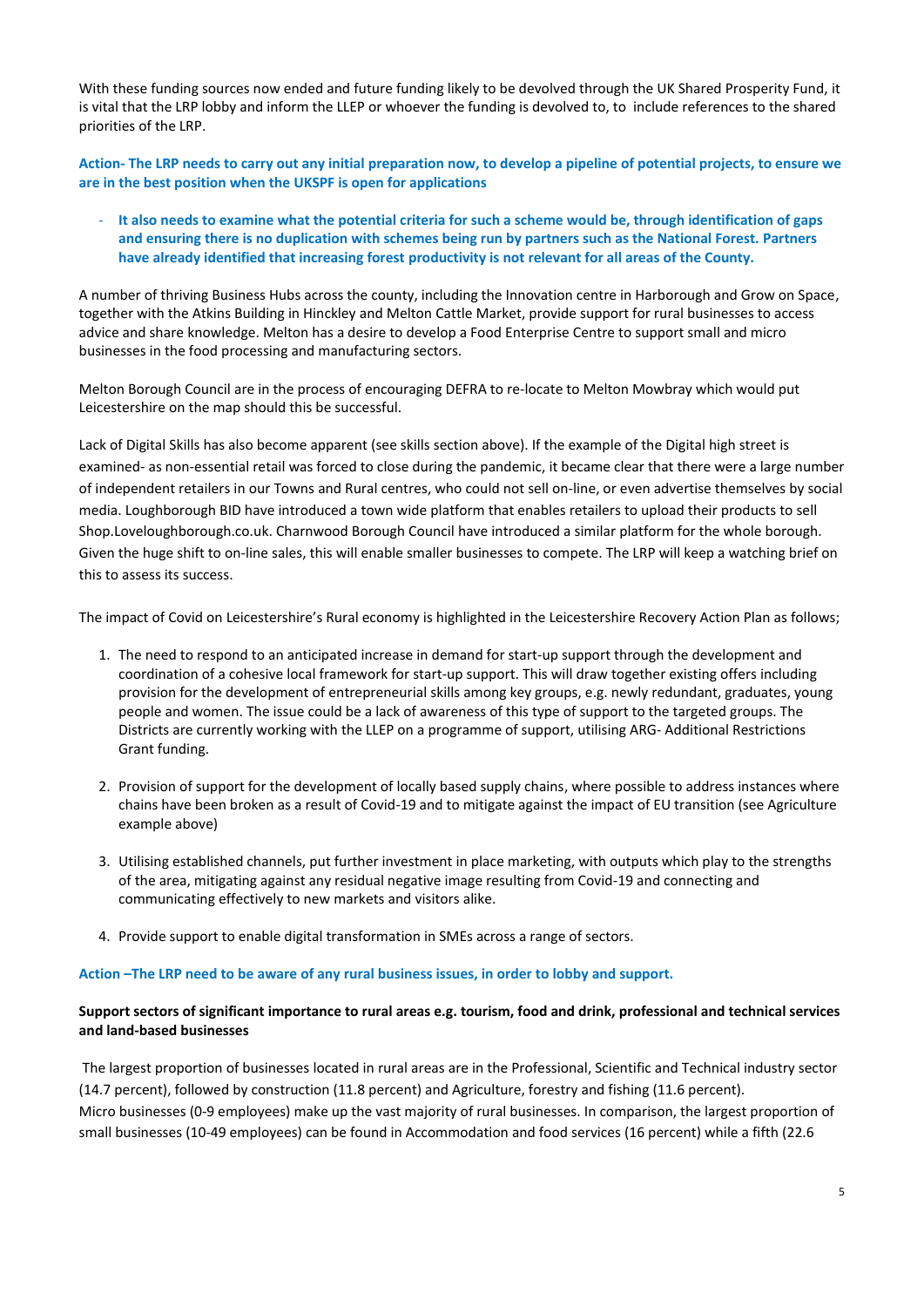With these funding sources now ended and future funding likely to be devolved through the UK Shared Prosperity Fund, it is vital that the LRP lobby and inform the LLEP or whoever the funding is devolved to, to include references to the shared priorities of the LRP.

**Action- The LRP needs to carry out any initial preparation now, to develop a pipeline of potential projects, to ensure we are in the best position when the UKSPF is open for applications**

- **It also needs to examine what the potential criteria for such a scheme would be, through identification of gaps and ensuring there is no duplication with schemes being run by partners such as the National Forest. Partners have already identified that increasing forest productivity is not relevant for all areas of the County.**

A number of thriving Business Hubs across the county, including the Innovation centre in Harborough and Grow on Space, together with the Atkins Building in Hinckley and Melton Cattle Market, provide support for rural businesses to access advice and share knowledge. Melton has a desire to develop a Food Enterprise Centre to support small and micro businesses in the food processing and manufacturing sectors.

Melton Borough Council are in the process of encouraging DEFRA to re-locate to Melton Mowbray which would put Leicestershire on the map should this be successful.

Lack of Digital Skills has also become apparent (see skills section above). If the example of the Digital high street is examined- as non-essential retail was forced to close during the pandemic, it became clear that there were a large number of independent retailers in our Towns and Rural centres, who could not sell on-line, or even advertise themselves by social media. Loughborough BID have introduced a town wide platform that enables retailers to upload their products to sell Shop.Loveloughborough.co.uk. Charnwood Borough Council have introduced a similar platform for the whole borough. Given the huge shift to on-line sales, this will enable smaller businesses to compete. The LRP will keep a watching brief on this to assess its success.

The impact of Covid on Leicestershire's Rural economy is highlighted in the Leicestershire Recovery Action Plan as follows;

1. The need to respond to an anticipated increase in demand for start-up support through the development and coordination of a cohesive local framework for start-up support. This will draw together existing offers including provision for the development of entrepreneurial skills among key groups, e.g. newly redundant, graduates, young people and women. The issue could be a lack of awareness of this type of support to the targeted groups. The Districts are currently working with the LLEP on a programme of support, utilising ARG- Additional Restrictions Grant funding.

2. Provision of support for the development of locally based supply chains, where possible to address instances where chains have been broken as a result of Covid-19 and to mitigate against the impact of EU transition (see Agriculture example above)

3. Utilising established channels, put further investment in place marketing, with outputs which play to the strengths of the area, mitigating against any residual negative image resulting from Covid-19 and connecting and communicating effectively to new markets and visitors alike.

4. Provide support to enable digital transformation in SMEs across a range of sectors.

**Action –The LRP need to be aware of any rural business issues, in order to lobby and support.**

**Support sectors of significant importance to rural areas e.g. tourism, food and drink, professional and technical services and land-based businesses**

The largest proportion of businesses located in rural areas are in the Professional, Scientific and Technical industry sector (14.7 percent), followed by construction (11.8 percent) and Agriculture, forestry and fishing (11.6 percent). Micro businesses (0-9 employees) make up the vast majority of rural businesses. In comparison, the largest proportion of small businesses (10-49 employees) can be found in Accommodation and food services (16 percent) while a fifth (22.6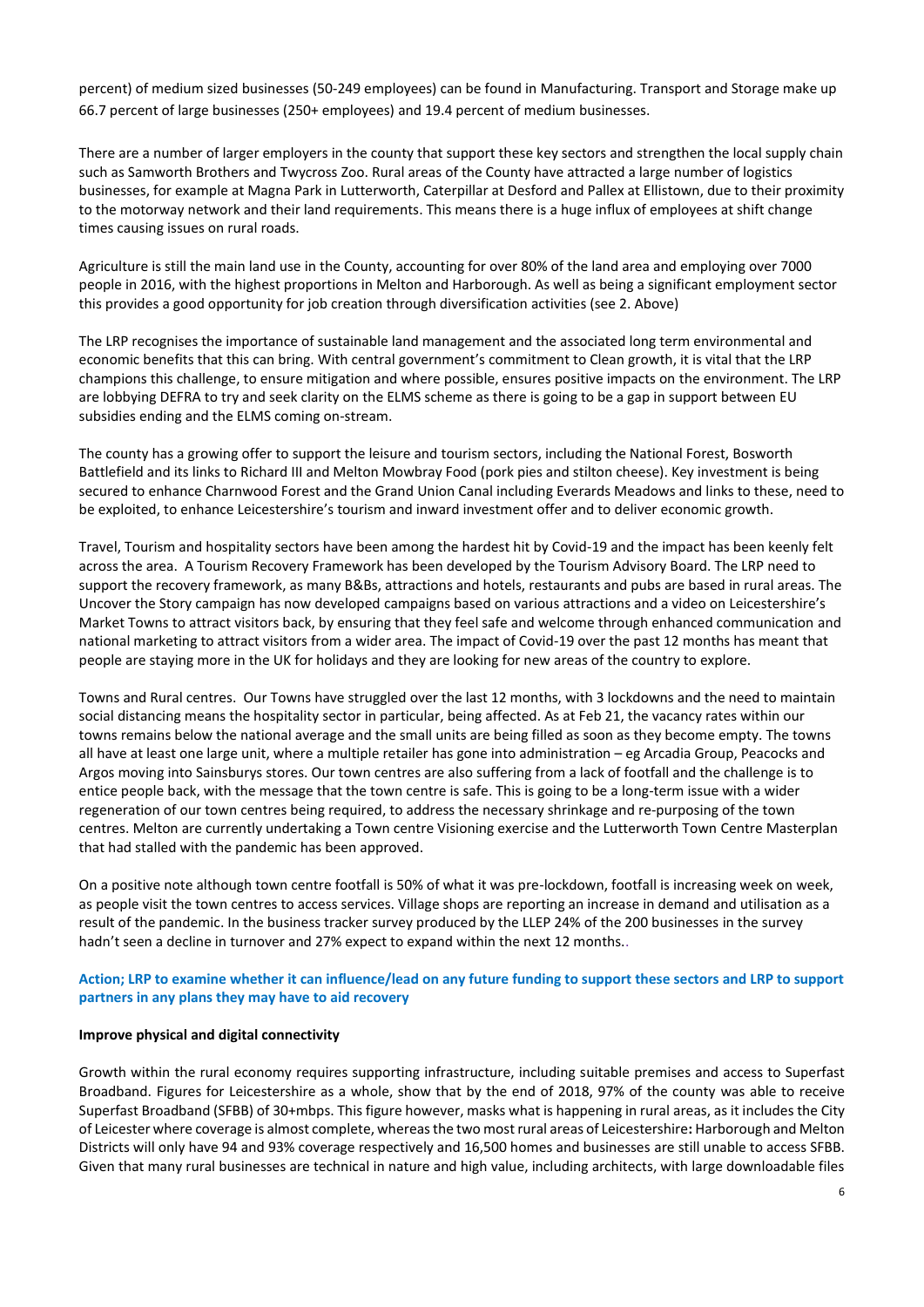percent) of medium sized businesses (50-249 employees) can be found in Manufacturing. Transport and Storage make up 66.7 percent of large businesses (250+ employees) and 19.4 percent of medium businesses.

There are a number of larger employers in the county that support these key sectors and strengthen the local supply chain such as Samworth Brothers and Twycross Zoo. Rural areas of the County have attracted a large number of logistics businesses, for example at Magna Park in Lutterworth, Caterpillar at Desford and Pallex at Ellistown, due to their proximity to the motorway network and their land requirements. This means there is a huge influx of employees at shift change times causing issues on rural roads.

Agriculture is still the main land use in the County, accounting for over 80% of the land area and employing over 7000 people in 2016, with the highest proportions in Melton and Harborough. As well as being a significant employment sector this provides a good opportunity for job creation through diversification activities (see 2. Above)

The LRP recognises the importance of sustainable land management and the associated long term environmental and economic benefits that this can bring. With central government's commitment to Clean growth, it is vital that the LRP champions this challenge, to ensure mitigation and where possible, ensures positive impacts on the environment. The LRP are lobbying DEFRA to try and seek clarity on the ELMS scheme as there is going to be a gap in support between EU subsidies ending and the ELMS coming on-stream.

The county has a growing offer to support the leisure and tourism sectors, including the National Forest, Bosworth Battlefield and its links to Richard III and Melton Mowbray Food (pork pies and stilton cheese). Key investment is being secured to enhance Charnwood Forest and the Grand Union Canal including Everards Meadows and links to these, need to be exploited, to enhance Leicestershire's tourism and inward investment offer and to deliver economic growth.

Travel, Tourism and hospitality sectors have been among the hardest hit by Covid-19 and the impact has been keenly felt across the area. A Tourism Recovery Framework has been developed by the Tourism Advisory Board. The LRP need to support the recovery framework, as many B&Bs, attractions and hotels, restaurants and pubs are based in rural areas. The Uncover the Story campaign has now developed campaigns based on various attractions and a video on Leicestershire's Market Towns to attract visitors back, by ensuring that they feel safe and welcome through enhanced communication and national marketing to attract visitors from a wider area. The impact of Covid-19 over the past 12 months has meant that people are staying more in the UK for holidays and they are looking for new areas of the country to explore.

Towns and Rural centres. Our Towns have struggled over the last 12 months, with 3 lockdowns and the need to maintain social distancing means the hospitality sector in particular, being affected. As at Feb 21, the vacancy rates within our towns remains below the national average and the small units are being filled as soon as they become empty. The towns all have at least one large unit, where a multiple retailer has gone into administration – eg Arcadia Group, Peacocks and Argos moving into Sainsburys stores. Our town centres are also suffering from a lack of footfall and the challenge is to entice people back, with the message that the town centre is safe. This is going to be a long-term issue with a wider regeneration of our town centres being required, to address the necessary shrinkage and re-purposing of the town centres. Melton are currently undertaking a Town centre Visioning exercise and the Lutterworth Town Centre Masterplan that had stalled with the pandemic has been approved.

On a positive note although town centre footfall is 50% of what it was pre-lockdown, footfall is increasing week on week, as people visit the town centres to access services. Village shops are reporting an increase in demand and utilisation as a result of the pandemic. In the business tracker survey produced by the LLEP 24% of the 200 businesses in the survey hadn't seen a decline in turnover and 27% expect to expand within the next 12 months..

**Action; LRP to examine whether it can influence/lead on any future funding to support these sectors and LRP to support partners in any plans they may have to aid recovery**

**Improve physical and digital connectivity**

Growth within the rural economy requires supporting infrastructure, including suitable premises and access to Superfast Broadband. Figures for Leicestershire as a whole, show that by the end of 2018, 97% of the county was able to receive Superfast Broadband (SFBB) of 30+mbps. This figure however, masks what is happening in rural areas, as it includes the City of Leicester where coverage is almost complete, whereas the two most rural areas of Leicestershire**:** Harborough and Melton Districts will only have 94 and 93% coverage respectively and 16,500 homes and businesses are still unable to access SFBB. Given that many rural businesses are technical in nature and high value, including architects, with large downloadable files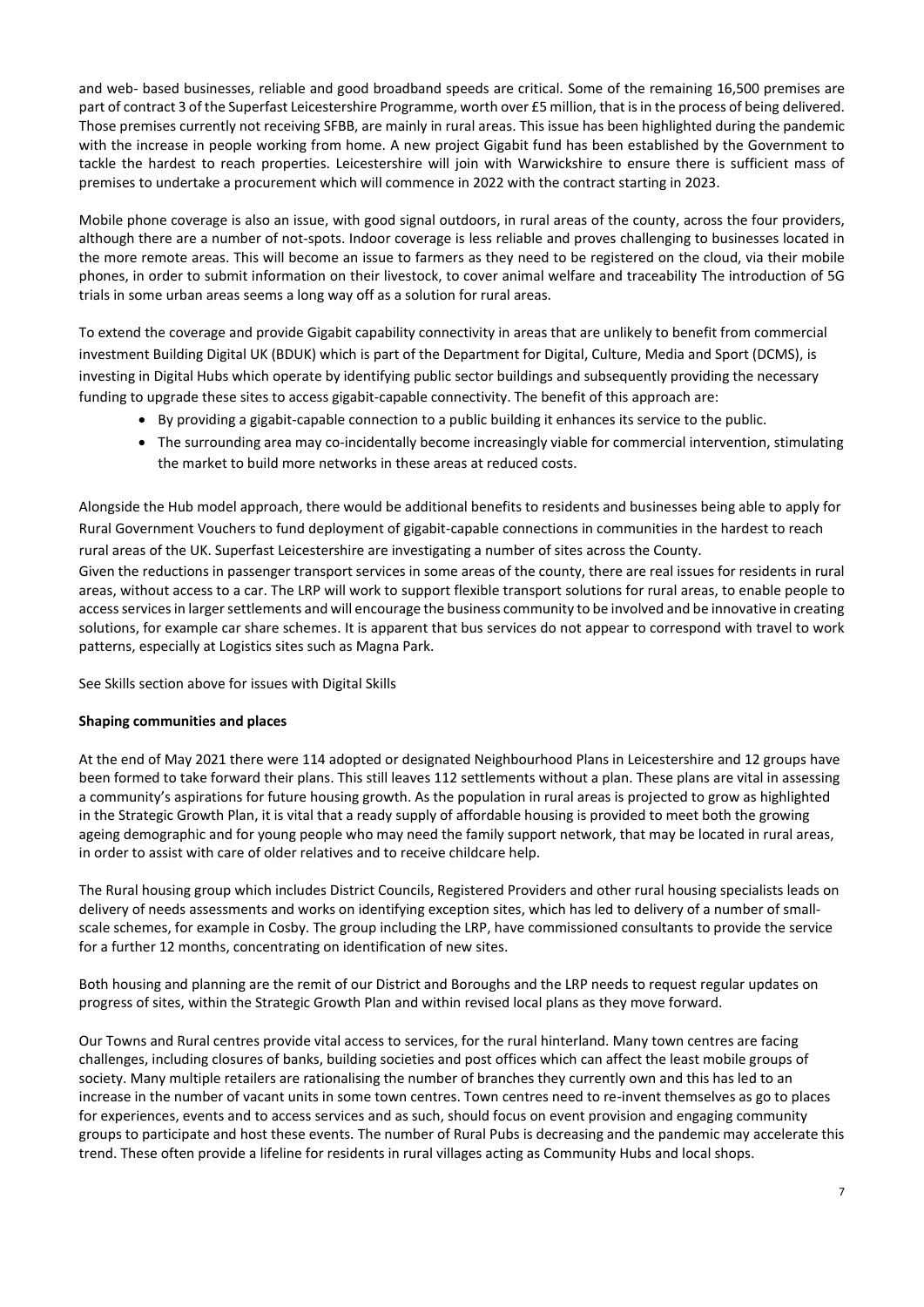and web- based businesses, reliable and good broadband speeds are critical. Some of the remaining 16,500 premises are part of contract 3 of the Superfast Leicestershire Programme, worth over £5 million, that is in the process of being delivered. Those premises currently not receiving SFBB, are mainly in rural areas. This issue has been highlighted during the pandemic with the increase in people working from home. A new project Gigabit fund has been established by the Government to tackle the hardest to reach properties. Leicestershire will join with Warwickshire to ensure there is sufficient mass of premises to undertake a procurement which will commence in 2022 with the contract starting in 2023.

Mobile phone coverage is also an issue, with good signal outdoors, in rural areas of the county, across the four providers, although there are a number of not-spots. Indoor coverage is less reliable and proves challenging to businesses located in the more remote areas. This will become an issue to farmers as they need to be registered on the cloud, via their mobile phones, in order to submit information on their livestock, to cover animal welfare and traceability The introduction of 5G trials in some urban areas seems a long way off as a solution for rural areas.

To extend the coverage and provide Gigabit capability connectivity in areas that are unlikely to benefit from commercial investment Building Digital UK (BDUK) which is part of the Department for Digital, Culture, Media and Sport (DCMS), is investing in Digital Hubs which operate by identifying public sector buildings and subsequently providing the necessary funding to upgrade these sites to access gigabit-capable connectivity. The benefit of this approach are:

- By providing a gigabit-capable connection to a public building it enhances its service to the public.
- The surrounding area may co-incidentally become increasingly viable for commercial intervention, stimulating the market to build more networks in these areas at reduced costs.

Alongside the Hub model approach, there would be additional benefits to residents and businesses being able to apply for Rural Government Vouchers to fund deployment of gigabit-capable connections in communities in the hardest to reach rural areas of the UK. Superfast Leicestershire are investigating a number of sites across the County.

Given the reductions in passenger transport services in some areas of the county, there are real issues for residents in rural areas, without access to a car. The LRP will work to support flexible transport solutions for rural areas, to enable people to access services in larger settlements and will encourage the business community to be involved and be innovative in creating solutions, for example car share schemes. It is apparent that bus services do not appear to correspond with travel to work patterns, especially at Logistics sites such as Magna Park.

See Skills section above for issues with Digital Skills

**Shaping communities and places**

At the end of May 2021 there were 114 adopted or designated Neighbourhood Plans in Leicestershire and 12 groups have been formed to take forward their plans. This still leaves 112 settlements without a plan. These plans are vital in assessing a community's aspirations for future housing growth. As the population in rural areas is projected to grow as highlighted in the Strategic Growth Plan, it is vital that a ready supply of affordable housing is provided to meet both the growing ageing demographic and for young people who may need the family support network, that may be located in rural areas, in order to assist with care of older relatives and to receive childcare help.

The Rural housing group which includes District Councils, Registered Providers and other rural housing specialists leads on delivery of needs assessments and works on identifying exception sites, which has led to delivery of a number of small-scale schemes, for example in Cosby. The group including the LRP, have commissioned consultants to provide the service for a further 12 months, concentrating on identification of new sites.

Both housing and planning are the remit of our District and Boroughs and the LRP needs to request regular updates on progress of sites, within the Strategic Growth Plan and within revised local plans as they move forward.

Our Towns and Rural centres provide vital access to services, for the rural hinterland. Many town centres are facing challenges, including closures of banks, building societies and post offices which can affect the least mobile groups of society. Many multiple retailers are rationalising the number of branches they currently own and this has led to an increase in the number of vacant units in some town centres. Town centres need to re-invent themselves as go to places for experiences, events and to access services and as such, should focus on event provision and engaging community groups to participate and host these events. The number of Rural Pubs is decreasing and the pandemic may accelerate this trend. These often provide a lifeline for residents in rural villages acting as Community Hubs and local shops.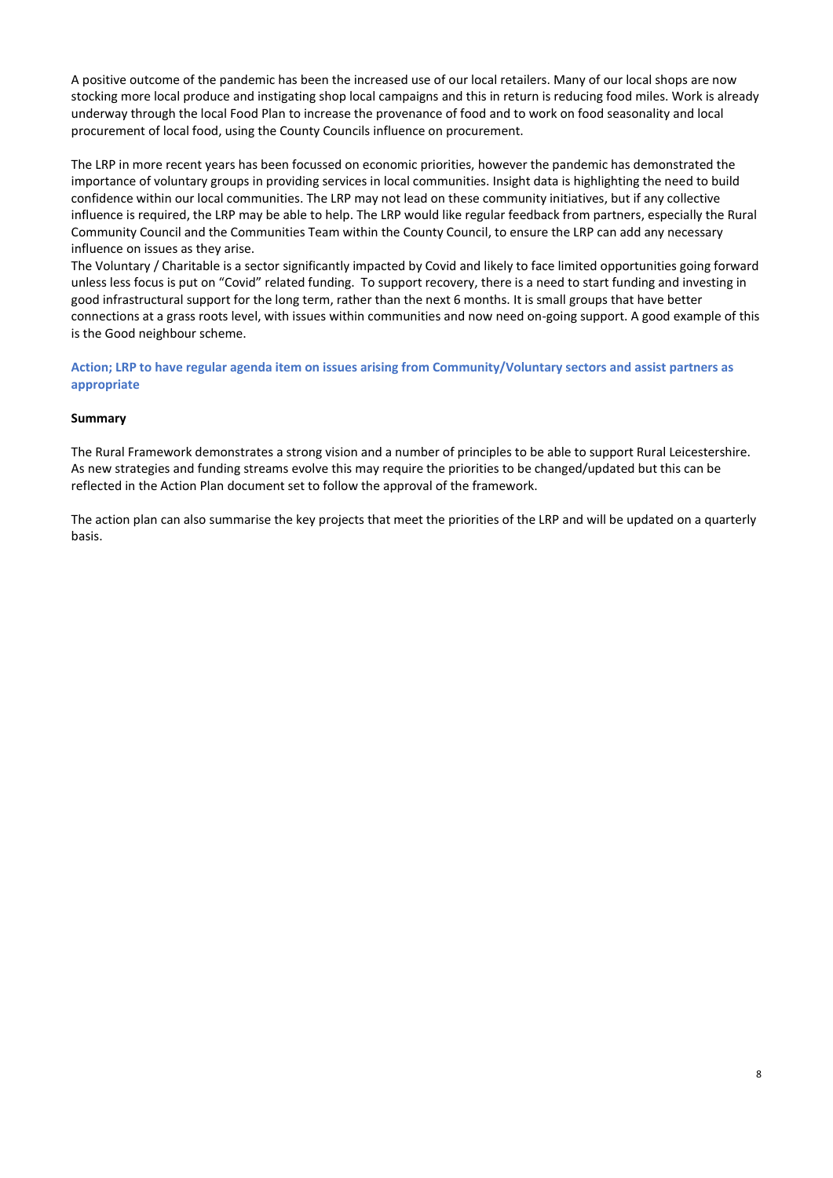A positive outcome of the pandemic has been the increased use of our local retailers. Many of our local shops are now stocking more local produce and instigating shop local campaigns and this in return is reducing food miles. Work is already underway through the local Food Plan to increase the provenance of food and to work on food seasonality and local procurement of local food, using the County Councils influence on procurement.

The LRP in more recent years has been focussed on economic priorities, however the pandemic has demonstrated the importance of voluntary groups in providing services in local communities. Insight data is highlighting the need to build confidence within our local communities. The LRP may not lead on these community initiatives, but if any collective influence is required, the LRP may be able to help. The LRP would like regular feedback from partners, especially the Rural Community Council and the Communities Team within the County Council, to ensure the LRP can add any necessary influence on issues as they arise.
The Voluntary / Charitable is a sector significantly impacted by Covid and likely to face limited opportunities going forward unless less focus is put on "Covid" related funding. To support recovery, there is a need to start funding and investing in good infrastructural support for the long term, rather than the next 6 months. It is small groups that have better connections at a grass roots level, with issues within communities and now need on-going support. A good example of this is the Good neighbour scheme.

**Action; LRP to have regular agenda item on issues arising from Community/Voluntary sectors and assist partners as appropriate**

**Summary**

The Rural Framework demonstrates a strong vision and a number of principles to be able to support Rural Leicestershire. As new strategies and funding streams evolve this may require the priorities to be changed/updated but this can be reflected in the Action Plan document set to follow the approval of the framework.

The action plan can also summarise the key projects that meet the priorities of the LRP and will be updated on a quarterly basis.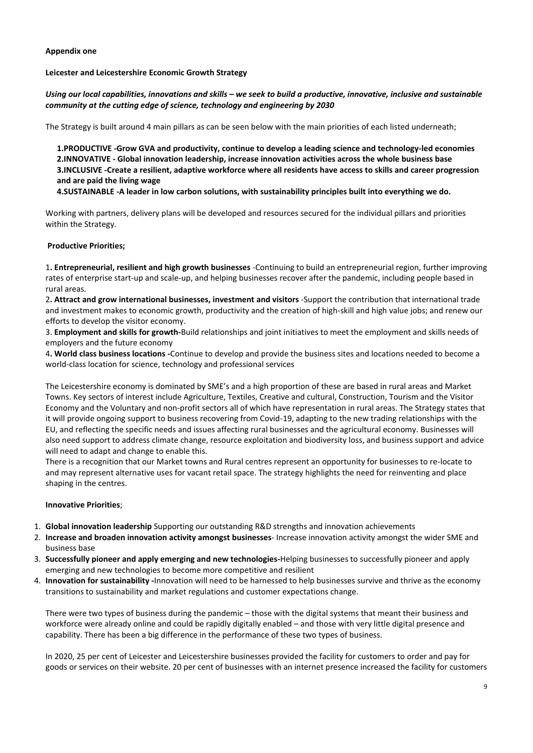**Appendix one**

**Leicester and Leicestershire Economic Growth Strategy**

***Using our local capabilities, innovations and skills – we seek to build a productive, innovative, inclusive and sustainable community at the cutting edge of science, technology and engineering by 2030***

The Strategy is built around 4 main pillars as can be seen below with the main priorities of each listed underneath;

**1.PRODUCTIVE -Grow GVA and productivity, continue to develop a leading science and technology-led economies**
**2.INNOVATIVE - Global innovation leadership, increase innovation activities across the whole business base**
**3.INCLUSIVE -Create a resilient, adaptive workforce where all residents have access to skills and career progression and are paid the living wage**
**4.SUSTAINABLE -A leader in low carbon solutions, with sustainability principles built into everything we do.**

Working with partners, delivery plans will be developed and resources secured for the individual pillars and priorities within the Strategy.

**Productive Priorities;**

1**. Entrepreneurial, resilient and high growth businesses** -Continuing to build an entrepreneurial region, further improving rates of enterprise start-up and scale-up, and helping businesses recover after the pandemic, including people based in rural areas.
2**. Attract and grow international businesses, investment and visitors** -Support the contribution that international trade and investment makes to economic growth, productivity and the creation of high-skill and high value jobs; and renew our efforts to develop the visitor economy.
3. **Employment and skills for growth-**Build relationships and joint initiatives to meet the employment and skills needs of employers and the future economy
4**. World class business locations -**Continue to develop and provide the business sites and locations needed to become a world-class location for science, technology and professional services

The Leicestershire economy is dominated by SME's and a high proportion of these are based in rural areas and Market Towns. Key sectors of interest include Agriculture, Textiles, Creative and cultural, Construction, Tourism and the Visitor Economy and the Voluntary and non-profit sectors all of which have representation in rural areas. The Strategy states that it will provide ongoing support to business recovering from Covid-19, adapting to the new trading relationships with the EU, and reflecting the specific needs and issues affecting rural businesses and the agricultural economy. Businesses will also need support to address climate change, resource exploitation and biodiversity loss, and business support and advice will need to adapt and change to enable this.
There is a recognition that our Market towns and Rural centres represent an opportunity for businesses to re-locate to and may represent alternative uses for vacant retail space. The strategy highlights the need for reinventing and place shaping in the centres.

**Innovative Priorities**;

1. **Global innovation leadership** Supporting our outstanding R&D strengths and innovation achievements
2. **Increase and broaden innovation activity amongst businesses**- Increase innovation activity amongst the wider SME and business base
3. **Successfully pioneer and apply emerging and new technologies-**Helping businesses to successfully pioneer and apply emerging and new technologies to become more competitive and resilient
4. **Innovation for sustainability -**Innovation will need to be harnessed to help businesses survive and thrive as the economy transitions to sustainability and market regulations and customer expectations change.

There were two types of business during the pandemic – those with the digital systems that meant their business and workforce were already online and could be rapidly digitally enabled – and those with very little digital presence and capability. There has been a big difference in the performance of these two types of business.

In 2020, 25 per cent of Leicester and Leicestershire businesses provided the facility for customers to order and pay for goods or services on their website. 20 per cent of businesses with an internet presence increased the facility for customers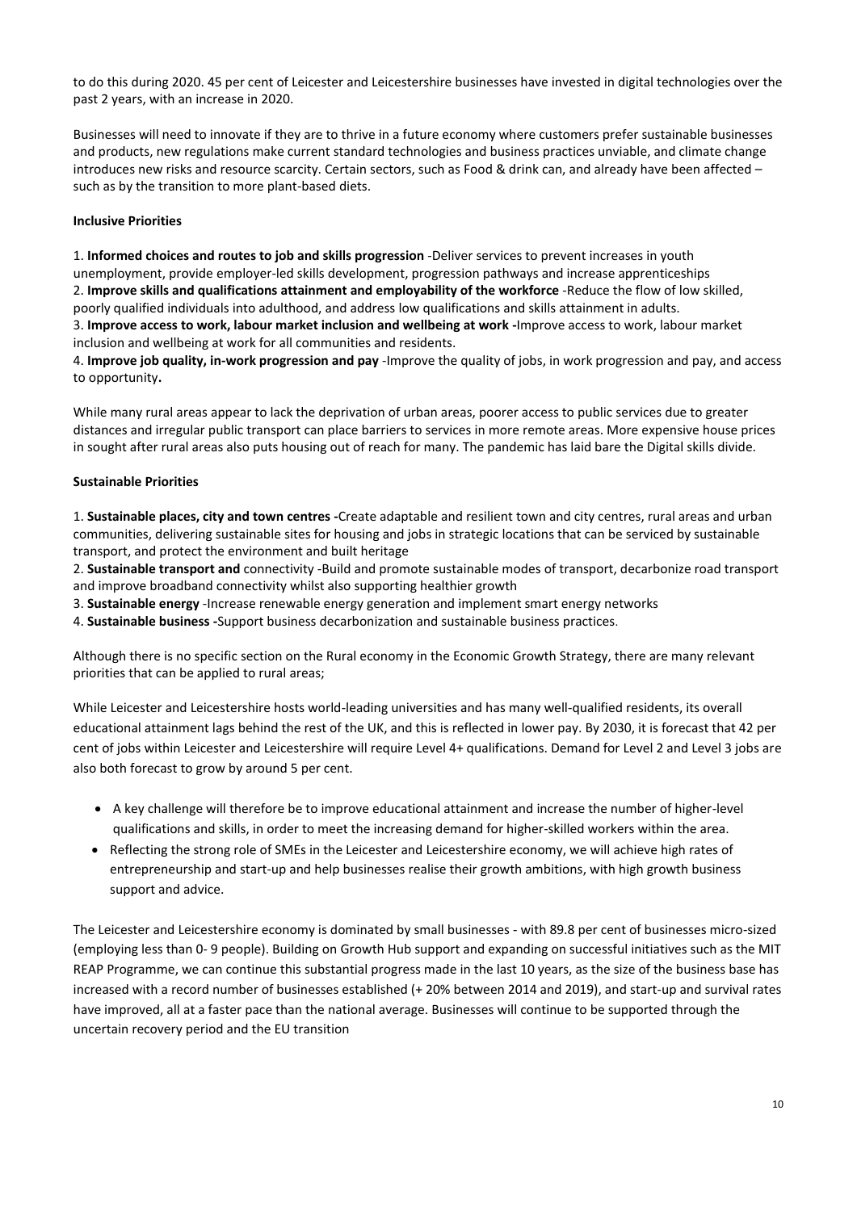to do this during 2020. 45 per cent of Leicester and Leicestershire businesses have invested in digital technologies over the past 2 years, with an increase in 2020.

Businesses will need to innovate if they are to thrive in a future economy where customers prefer sustainable businesses and products, new regulations make current standard technologies and business practices unviable, and climate change introduces new risks and resource scarcity. Certain sectors, such as Food & drink can, and already have been affected – such as by the transition to more plant-based diets.

**Inclusive Priorities**

1. **Informed choices and routes to job and skills progression** -Deliver services to prevent increases in youth unemployment, provide employer-led skills development, progression pathways and increase apprenticeships
2. **Improve skills and qualifications attainment and employability of the workforce** -Reduce the flow of low skilled, poorly qualified individuals into adulthood, and address low qualifications and skills attainment in adults.
3. **Improve access to work, labour market inclusion and wellbeing at work -**Improve access to work, labour market inclusion and wellbeing at work for all communities and residents.
4. **Improve job quality, in-work progression and pay** -Improve the quality of jobs, in work progression and pay, and access to opportunity**.**

While many rural areas appear to lack the deprivation of urban areas, poorer access to public services due to greater distances and irregular public transport can place barriers to services in more remote areas. More expensive house prices in sought after rural areas also puts housing out of reach for many. The pandemic has laid bare the Digital skills divide.

**Sustainable Priorities**

1. **Sustainable places, city and town centres -**Create adaptable and resilient town and city centres, rural areas and urban communities, delivering sustainable sites for housing and jobs in strategic locations that can be serviced by sustainable transport, and protect the environment and built heritage
2. **Sustainable transport and** connectivity -Build and promote sustainable modes of transport, decarbonize road transport and improve broadband connectivity whilst also supporting healthier growth
3. **Sustainable energy** -Increase renewable energy generation and implement smart energy networks
4. **Sustainable business -**Support business decarbonization and sustainable business practices.

Although there is no specific section on the Rural economy in the Economic Growth Strategy, there are many relevant priorities that can be applied to rural areas;

While Leicester and Leicestershire hosts world-leading universities and has many well-qualified residents, its overall educational attainment lags behind the rest of the UK, and this is reflected in lower pay. By 2030, it is forecast that 42 per cent of jobs within Leicester and Leicestershire will require Level 4+ qualifications. Demand for Level 2 and Level 3 jobs are also both forecast to grow by around 5 per cent.

- A key challenge will therefore be to improve educational attainment and increase the number of higher-level qualifications and skills, in order to meet the increasing demand for higher-skilled workers within the area.
- Reflecting the strong role of SMEs in the Leicester and Leicestershire economy, we will achieve high rates of entrepreneurship and start-up and help businesses realise their growth ambitions, with high growth business support and advice.

The Leicester and Leicestershire economy is dominated by small businesses - with 89.8 per cent of businesses micro-sized (employing less than 0- 9 people). Building on Growth Hub support and expanding on successful initiatives such as the MIT REAP Programme, we can continue this substantial progress made in the last 10 years, as the size of the business base has increased with a record number of businesses established (+ 20% between 2014 and 2019), and start-up and survival rates have improved, all at a faster pace than the national average. Businesses will continue to be supported through the uncertain recovery period and the EU transition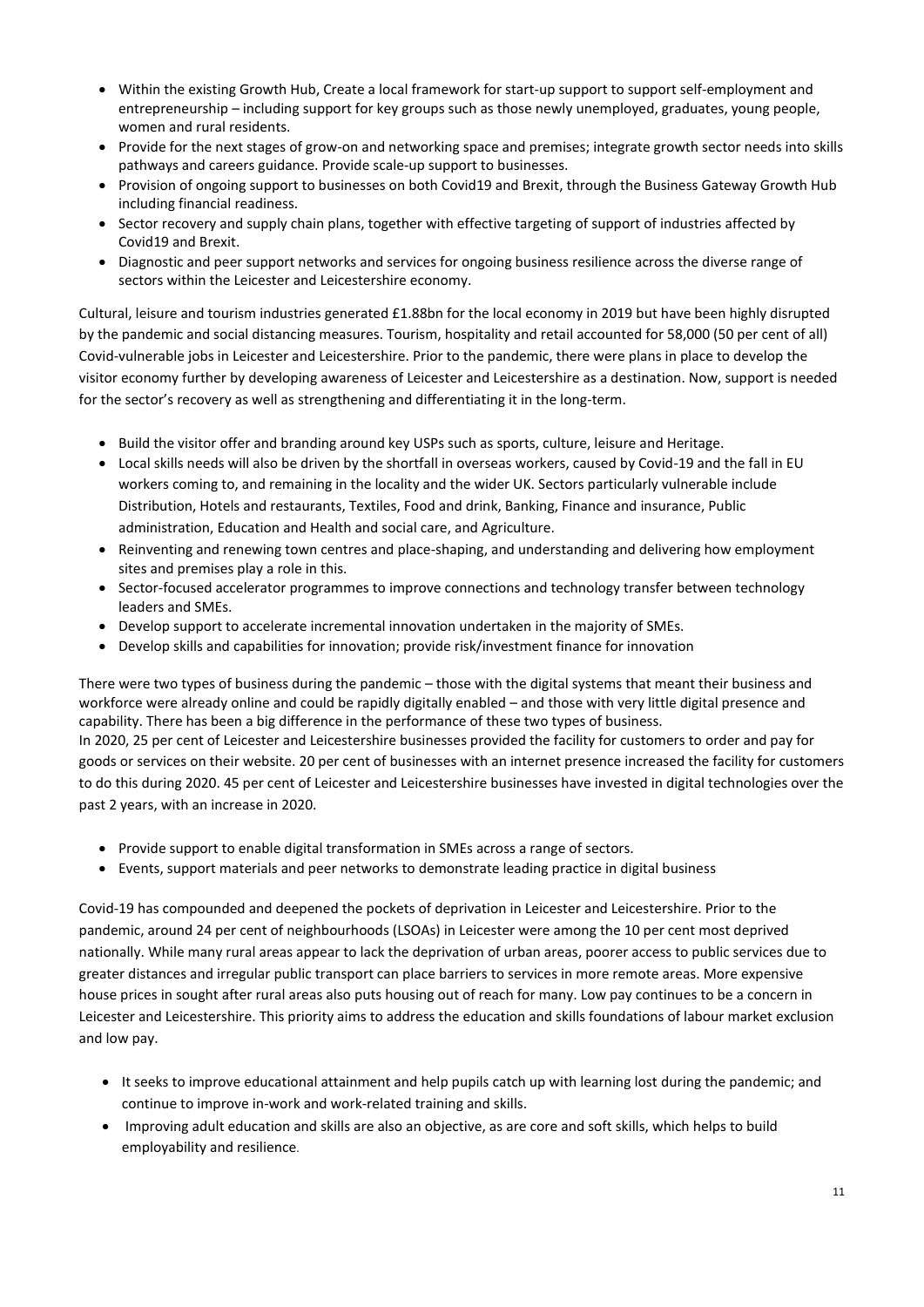- Within the existing Growth Hub, Create a local framework for start-up support to support self-employment and entrepreneurship – including support for key groups such as those newly unemployed, graduates, young people, women and rural residents.
- Provide for the next stages of grow-on and networking space and premises; integrate growth sector needs into skills pathways and careers guidance. Provide scale-up support to businesses.
- Provision of ongoing support to businesses on both Covid19 and Brexit, through the Business Gateway Growth Hub including financial readiness.
- Sector recovery and supply chain plans, together with effective targeting of support of industries affected by Covid19 and Brexit.
- Diagnostic and peer support networks and services for ongoing business resilience across the diverse range of sectors within the Leicester and Leicestershire economy.

Cultural, leisure and tourism industries generated £1.88bn for the local economy in 2019 but have been highly disrupted by the pandemic and social distancing measures. Tourism, hospitality and retail accounted for 58,000 (50 per cent of all) Covid-vulnerable jobs in Leicester and Leicestershire. Prior to the pandemic, there were plans in place to develop the visitor economy further by developing awareness of Leicester and Leicestershire as a destination. Now, support is needed for the sector's recovery as well as strengthening and differentiating it in the long-term.

- Build the visitor offer and branding around key USPs such as sports, culture, leisure and Heritage.
- Local skills needs will also be driven by the shortfall in overseas workers, caused by Covid-19 and the fall in EU workers coming to, and remaining in the locality and the wider UK. Sectors particularly vulnerable include Distribution, Hotels and restaurants, Textiles, Food and drink, Banking, Finance and insurance, Public administration, Education and Health and social care, and Agriculture.
- Reinventing and renewing town centres and place-shaping, and understanding and delivering how employment sites and premises play a role in this.
- Sector-focused accelerator programmes to improve connections and technology transfer between technology leaders and SMEs.
- Develop support to accelerate incremental innovation undertaken in the majority of SMEs.
- Develop skills and capabilities for innovation; provide risk/investment finance for innovation

There were two types of business during the pandemic – those with the digital systems that meant their business and workforce were already online and could be rapidly digitally enabled – and those with very little digital presence and capability. There has been a big difference in the performance of these two types of business.
In 2020, 25 per cent of Leicester and Leicestershire businesses provided the facility for customers to order and pay for goods or services on their website. 20 per cent of businesses with an internet presence increased the facility for customers to do this during 2020. 45 per cent of Leicester and Leicestershire businesses have invested in digital technologies over the past 2 years, with an increase in 2020.

- Provide support to enable digital transformation in SMEs across a range of sectors.
- Events, support materials and peer networks to demonstrate leading practice in digital business

Covid-19 has compounded and deepened the pockets of deprivation in Leicester and Leicestershire. Prior to the pandemic, around 24 per cent of neighbourhoods (LSOAs) in Leicester were among the 10 per cent most deprived nationally. While many rural areas appear to lack the deprivation of urban areas, poorer access to public services due to greater distances and irregular public transport can place barriers to services in more remote areas. More expensive house prices in sought after rural areas also puts housing out of reach for many. Low pay continues to be a concern in Leicester and Leicestershire. This priority aims to address the education and skills foundations of labour market exclusion and low pay.

- It seeks to improve educational attainment and help pupils catch up with learning lost during the pandemic; and continue to improve in-work and work-related training and skills.
- Improving adult education and skills are also an objective, as are core and soft skills, which helps to build employability and resilience.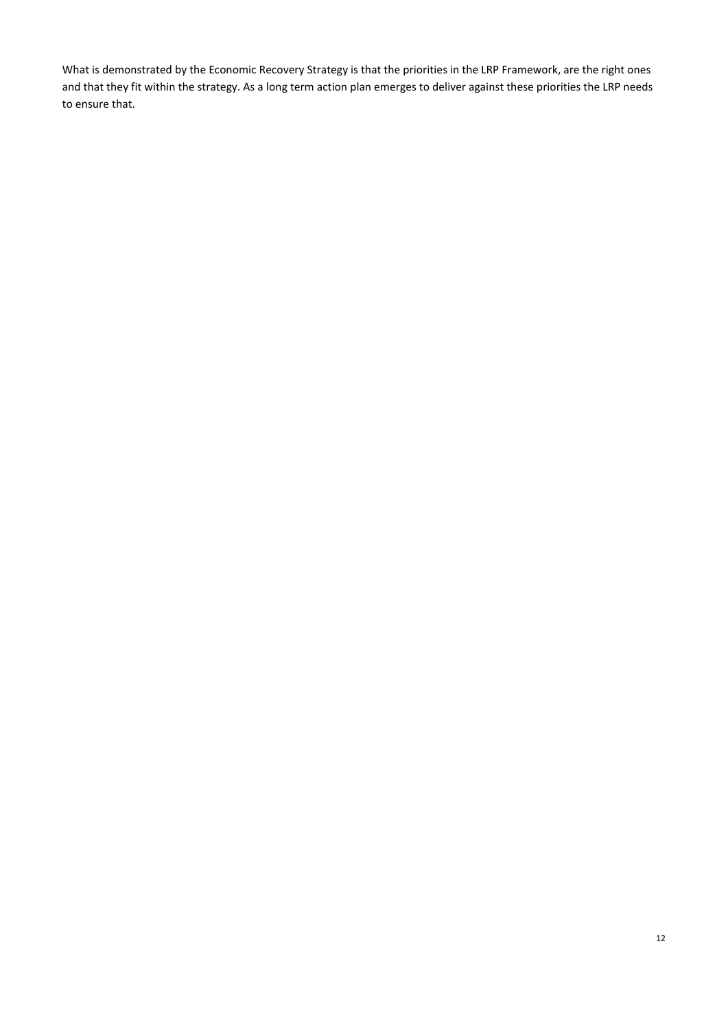What is demonstrated by the Economic Recovery Strategy is that the priorities in the LRP Framework, are the right ones and that they fit within the strategy. As a long term action plan emerges to deliver against these priorities the LRP needs to ensure that.